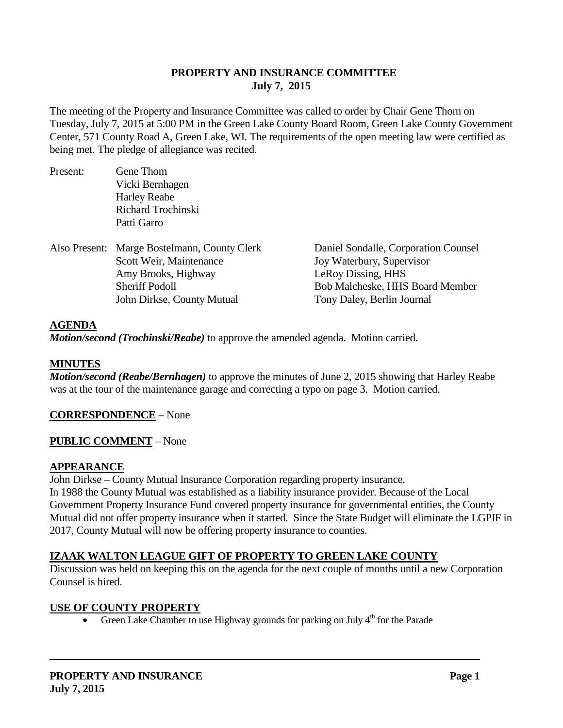**PROPERTY AND INSURANCE COMMITTEE**
**July 7, 2015**

The meeting of the Property and Insurance Committee was called to order by Chair Gene Thom on Tuesday, July 7, 2015 at 5:00 PM in the Green Lake County Board Room, Green Lake County Government Center, 571 County Road A, Green Lake, WI. The requirements of the open meeting law were certified as being met. The pledge of allegiance was recited.

Present:
Gene Thom
Vicki Bernhagen
Harley Reabe
Richard Trochinski
Patti Garro

Also Present:
Marge Bostelmann, County Clerk
Scott Weir, Maintenance
Amy Brooks, Highway
Sheriff Podoll
John Dirkse, County Mutual
Daniel Sondalle, Corporation Counsel
Joy Waterbury, Supervisor
LeRoy Dissing, HHS
Bob Malcheske, HHS Board Member
Tony Daley, Berlin Journal

**AGENDA**

***Motion/second (Trochinski/Reabe)*** to approve the amended agenda. Motion carried.

**MINUTES**

***Motion/second (Reabe/Bernhagen)*** to approve the minutes of June 2, 2015 showing that Harley Reabe was at the tour of the maintenance garage and correcting a typo on page 3. Motion carried.

**CORRESPONDENCE** – None

**PUBLIC COMMENT** – None

**APPEARANCE**

John Dirkse – County Mutual Insurance Corporation regarding property insurance.
In 1988 the County Mutual was established as a liability insurance provider. Because of the Local Government Property Insurance Fund covered property insurance for governmental entities, the County Mutual did not offer property insurance when it started. Since the State Budget will eliminate the LGPIF in 2017, County Mutual will now be offering property insurance to counties.

**IZAAK WALTON LEAGUE GIFT OF PROPERTY TO GREEN LAKE COUNTY**

Discussion was held on keeping this on the agenda for the next couple of months until a new Corporation Counsel is hired.

**USE OF COUNTY PROPERTY**

- Green Lake Chamber to use Highway grounds for parking on July 4th for the Parade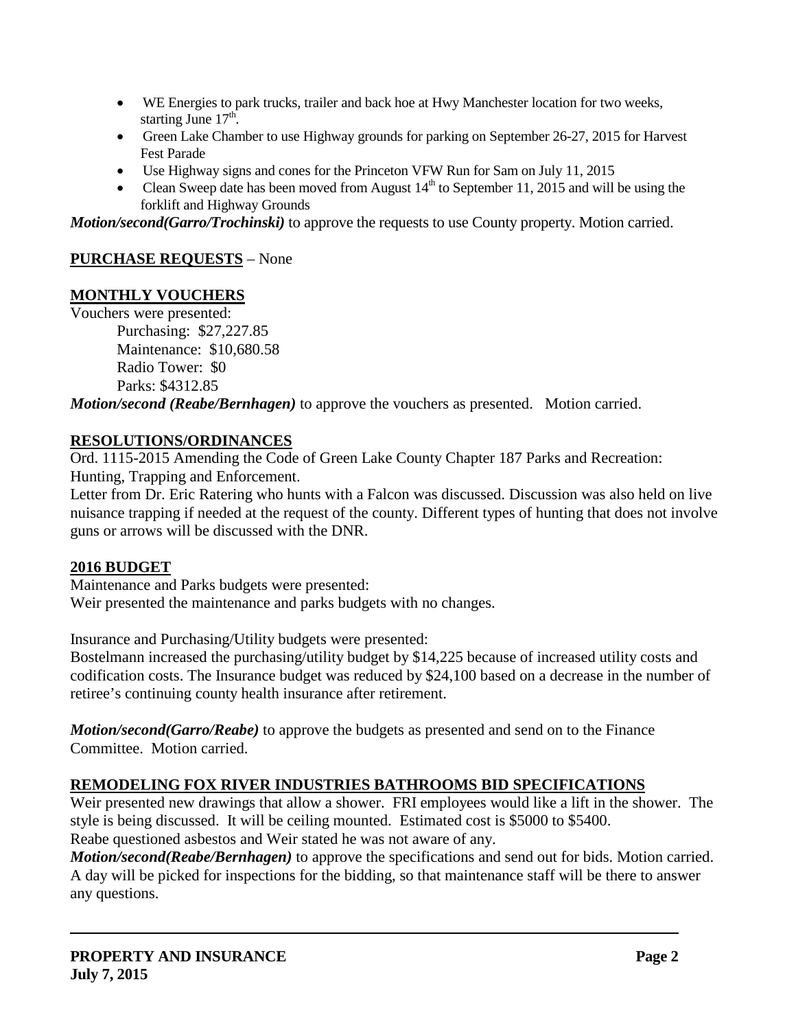- WE Energies to park trucks, trailer and back hoe at Hwy Manchester location for two weeks, starting June 17th.
- Green Lake Chamber to use Highway grounds for parking on September 26-27, 2015 for Harvest Fest Parade
- Use Highway signs and cones for the Princeton VFW Run for Sam on July 11, 2015
- Clean Sweep date has been moved from August 14th to September 11, 2015 and will be using the forklift and Highway Grounds

***Motion/second(Garro/Trochinski)*** to approve the requests to use County property. Motion carried.

## PURCHASE REQUESTS – None

## MONTHLY VOUCHERS

Vouchers were presented:

Purchasing: $27,227.85
Maintenance: $10,680.58
Radio Tower: $0
Parks: $4312.85

***Motion/second (Reabe/Bernhagen)*** to approve the vouchers as presented. Motion carried.

## RESOLUTIONS/ORDINANCES

Ord. 1115-2015 Amending the Code of Green Lake County Chapter 187 Parks and Recreation: Hunting, Trapping and Enforcement.

Letter from Dr. Eric Ratering who hunts with a Falcon was discussed. Discussion was also held on live nuisance trapping if needed at the request of the county. Different types of hunting that does not involve guns or arrows will be discussed with the DNR.

## 2016 BUDGET

Maintenance and Parks budgets were presented:
Weir presented the maintenance and parks budgets with no changes.

Insurance and Purchasing/Utility budgets were presented:
Bostelmann increased the purchasing/utility budget by $14,225 because of increased utility costs and codification costs. The Insurance budget was reduced by $24,100 based on a decrease in the number of retiree's continuing county health insurance after retirement.

***Motion/second(Garro/Reabe)*** to approve the budgets as presented and send on to the Finance Committee. Motion carried.

## REMODELING FOX RIVER INDUSTRIES BATHROOMS BID SPECIFICATIONS

Weir presented new drawings that allow a shower. FRI employees would like a lift in the shower. The style is being discussed. It will be ceiling mounted. Estimated cost is $5000 to $5400.
Reabe questioned asbestos and Weir stated he was not aware of any.
***Motion/second(Reabe/Bernhagen)*** to approve the specifications and send out for bids. Motion carried.
A day will be picked for inspections for the bidding, so that maintenance staff will be there to answer any questions.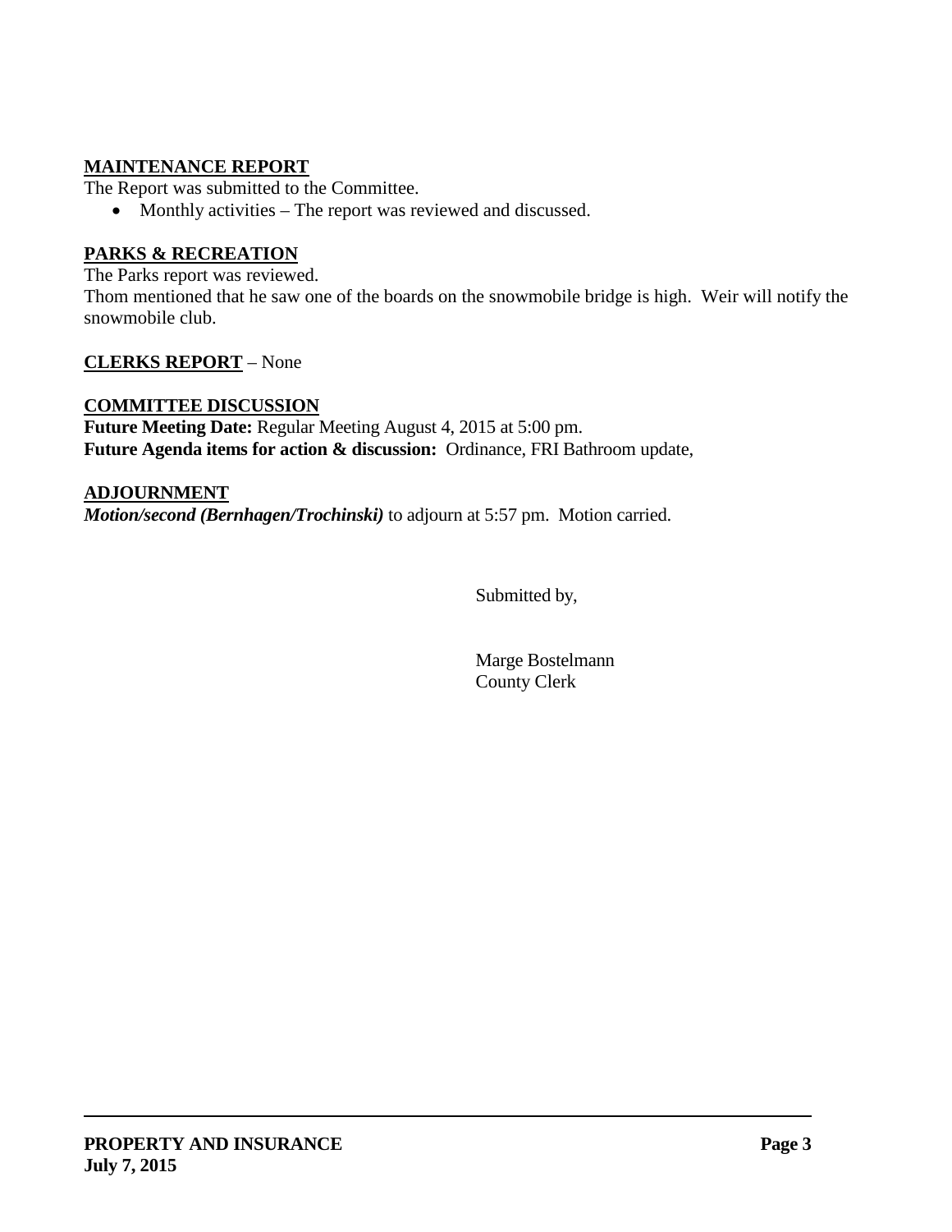**MAINTENANCE REPORT**

The Report was submitted to the Committee.

- Monthly activities – The report was reviewed and discussed.

**PARKS & RECREATION**

The Parks report was reviewed.

Thom mentioned that he saw one of the boards on the snowmobile bridge is high. Weir will notify the snowmobile club.

**CLERKS REPORT** – None

**COMMITTEE DISCUSSION**

**Future Meeting Date:** Regular Meeting August 4, 2015 at 5:00 pm.

**Future Agenda items for action & discussion:** Ordinance, FRI Bathroom update,

**ADJOURNMENT**

***Motion/second (Bernhagen/Trochinski)*** to adjourn at 5:57 pm. Motion carried.

Submitted by,

Marge Bostelmann
County Clerk